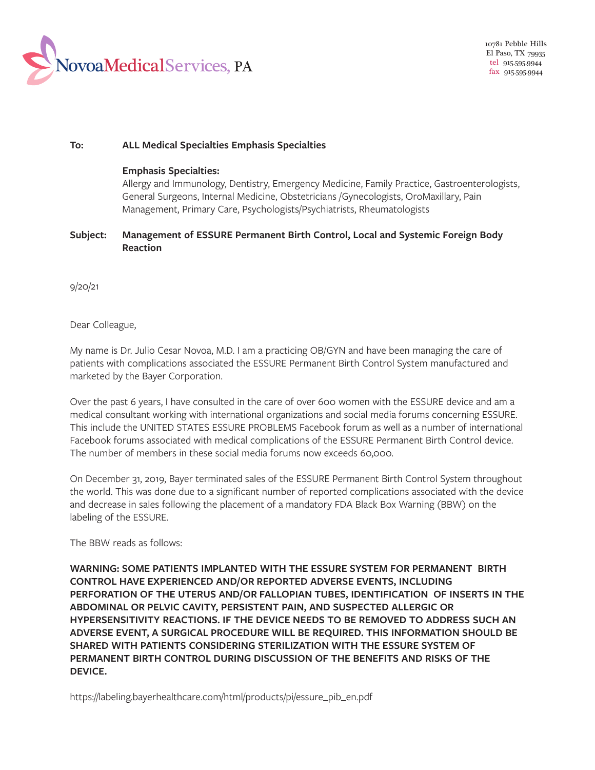**NovoaMedicalServices, PA**

10781 Pebble Hills
El Paso, TX 79935
tel 915.595.9944
fax 915.595.9944

**To:** **ALL Medical Specialties Emphasis Specialties**

**Emphasis Specialties:**
Allergy and Immunology, Dentistry, Emergency Medicine, Family Practice, Gastroenterologists, General Surgeons, Internal Medicine, Obstetricians /Gynecologists, OroMaxillary, Pain Management, Primary Care, Psychologists/Psychiatrists, Rheumatologists

**Subject:** **Management of ESSURE Permanent Birth Control, Local and Systemic Foreign Body Reaction**

9/20/21

Dear Colleague,

My name is Dr. Julio Cesar Novoa, M.D. I am a practicing OB/GYN and have been managing the care of patients with complications associated the ESSURE Permanent Birth Control System manufactured and marketed by the Bayer Corporation.

Over the past 6 years, I have consulted in the care of over 600 women with the ESSURE device and am a medical consultant working with international organizations and social media forums concerning ESSURE. This include the UNITED STATES ESSURE PROBLEMS Facebook forum as well as a number of international Facebook forums associated with medical complications of the ESSURE Permanent Birth Control device. The number of members in these social media forums now exceeds 60,000.

On December 31, 2019, Bayer terminated sales of the ESSURE Permanent Birth Control System throughout the world. This was done due to a significant number of reported complications associated with the device and decrease in sales following the placement of a mandatory FDA Black Box Warning (BBW) on the labeling of the ESSURE.

The BBW reads as follows:

**WARNING: SOME PATIENTS IMPLANTED WITH THE ESSURE SYSTEM FOR PERMANENT BIRTH CONTROL HAVE EXPERIENCED AND/OR REPORTED ADVERSE EVENTS, INCLUDING PERFORATION OF THE UTERUS AND/OR FALLOPIAN TUBES, IDENTIFICATION OF INSERTS IN THE ABDOMINAL OR PELVIC CAVITY, PERSISTENT PAIN, AND SUSPECTED ALLERGIC OR HYPERSENSITIVITY REACTIONS. IF THE DEVICE NEEDS TO BE REMOVED TO ADDRESS SUCH AN ADVERSE EVENT, A SURGICAL PROCEDURE WILL BE REQUIRED. THIS INFORMATION SHOULD BE SHARED WITH PATIENTS CONSIDERING STERILIZATION WITH THE ESSURE SYSTEM OF PERMANENT BIRTH CONTROL DURING DISCUSSION OF THE BENEFITS AND RISKS OF THE DEVICE.**

https://labeling.bayerhealthcare.com/html/products/pi/essure_pib_en.pdf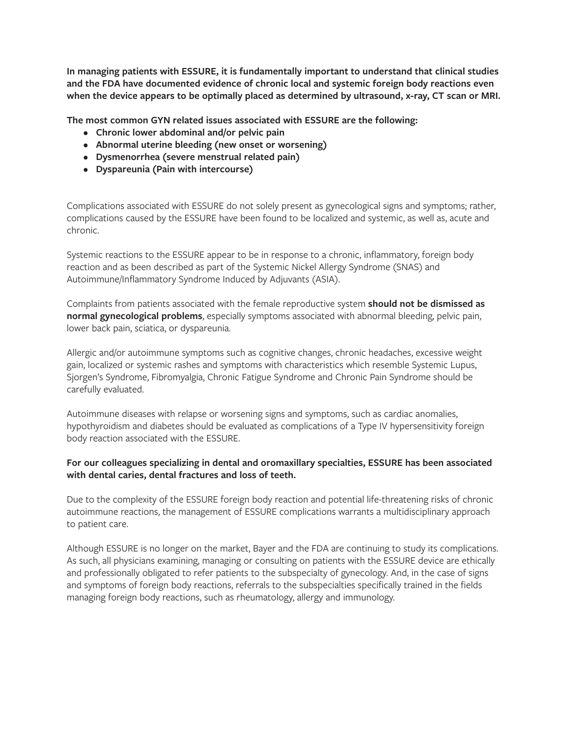**In managing patients with ESSURE, it is fundamentally important to understand that clinical studies and the FDA have documented evidence of chronic local and systemic foreign body reactions even when the device appears to be optimally placed as determined by ultrasound, x-ray, CT scan or MRI.**

**The most common GYN related issues associated with ESSURE are the following:**

- **Chronic lower abdominal and/or pelvic pain**
- **Abnormal uterine bleeding (new onset or worsening)**
- **Dysmenorrhea (severe menstrual related pain)**
- **Dyspareunia (Pain with intercourse)**

Complications associated with ESSURE do not solely present as gynecological signs and symptoms; rather, complications caused by the ESSURE have been found to be localized and systemic, as well as, acute and chronic.

Systemic reactions to the ESSURE appear to be in response to a chronic, inflammatory, foreign body reaction and as been described as part of the Systemic Nickel Allergy Syndrome (SNAS) and Autoimmune/Inflammatory Syndrome Induced by Adjuvants (ASIA).

Complaints from patients associated with the female reproductive system **should not be dismissed as normal gynecological problems**, especially symptoms associated with abnormal bleeding, pelvic pain, lower back pain, sciatica, or dyspareunia.

Allergic and/or autoimmune symptoms such as cognitive changes, chronic headaches, excessive weight gain, localized or systemic rashes and symptoms with characteristics which resemble Systemic Lupus, Sjorgen's Syndrome, Fibromyalgia, Chronic Fatigue Syndrome and Chronic Pain Syndrome should be carefully evaluated.

Autoimmune diseases with relapse or worsening signs and symptoms, such as cardiac anomalies, hypothyroidism and diabetes should be evaluated as complications of a Type IV hypersensitivity foreign body reaction associated with the ESSURE.

**For our colleagues specializing in dental and oromaxillary specialties, ESSURE has been associated with dental caries, dental fractures and loss of teeth.**

Due to the complexity of the ESSURE foreign body reaction and potential life-threatening risks of chronic autoimmune reactions, the management of ESSURE complications warrants a multidisciplinary approach to patient care.

Although ESSURE is no longer on the market, Bayer and the FDA are continuing to study its complications. As such, all physicians examining, managing or consulting on patients with the ESSURE device are ethically and professionally obligated to refer patients to the subspecialty of gynecology. And, in the case of signs and symptoms of foreign body reactions, referrals to the subspecialties specifically trained in the fields managing foreign body reactions, such as rheumatology, allergy and immunology.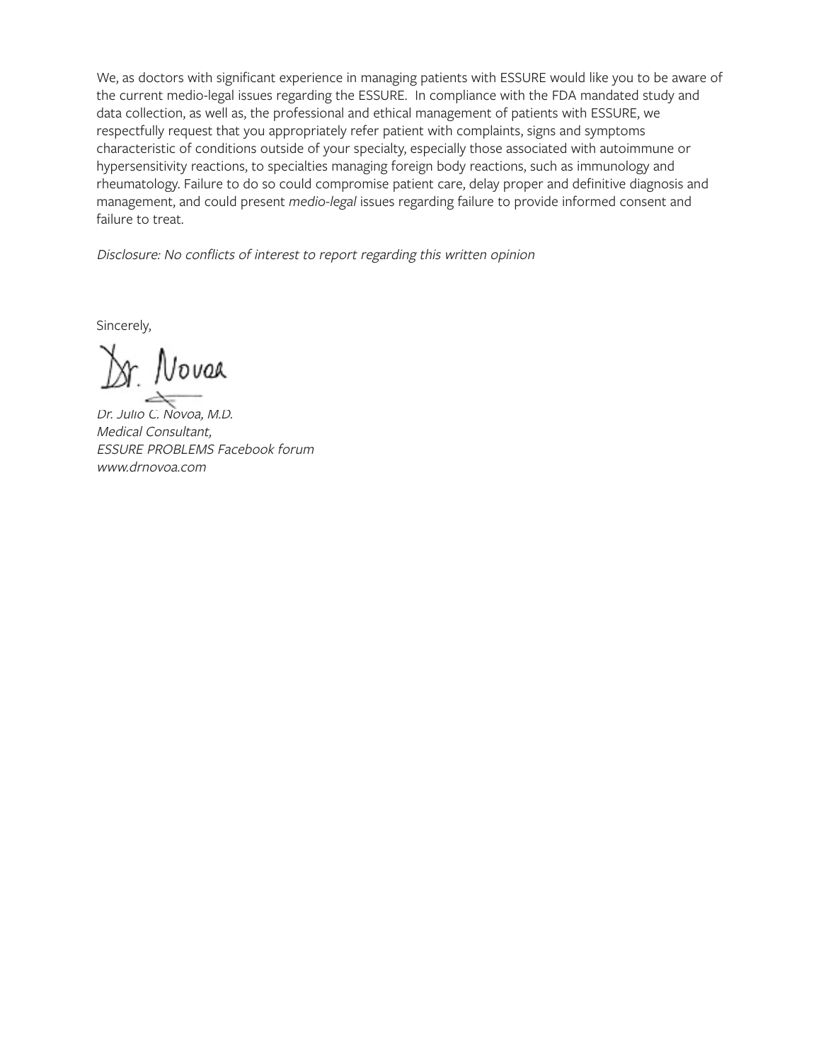We, as doctors with significant experience in managing patients with ESSURE would like you to be aware of the current medio-legal issues regarding the ESSURE. In compliance with the FDA mandated study and data collection, as well as, the professional and ethical management of patients with ESSURE, we respectfully request that you appropriately refer patient with complaints, signs and symptoms characteristic of conditions outside of your specialty, especially those associated with autoimmune or hypersensitivity reactions, to specialties managing foreign body reactions, such as immunology and rheumatology. Failure to do so could compromise patient care, delay proper and definitive diagnosis and management, and could present *medio-legal* issues regarding failure to provide informed consent and failure to treat.

*Disclosure: No conflicts of interest to report regarding this written opinion*

Sincerely,

Dr. Novoa

*Dr. Julio C. Novoa, M.D.*
*Medical Consultant,*
*ESSURE PROBLEMS Facebook forum*
*www.drnovoa.com*